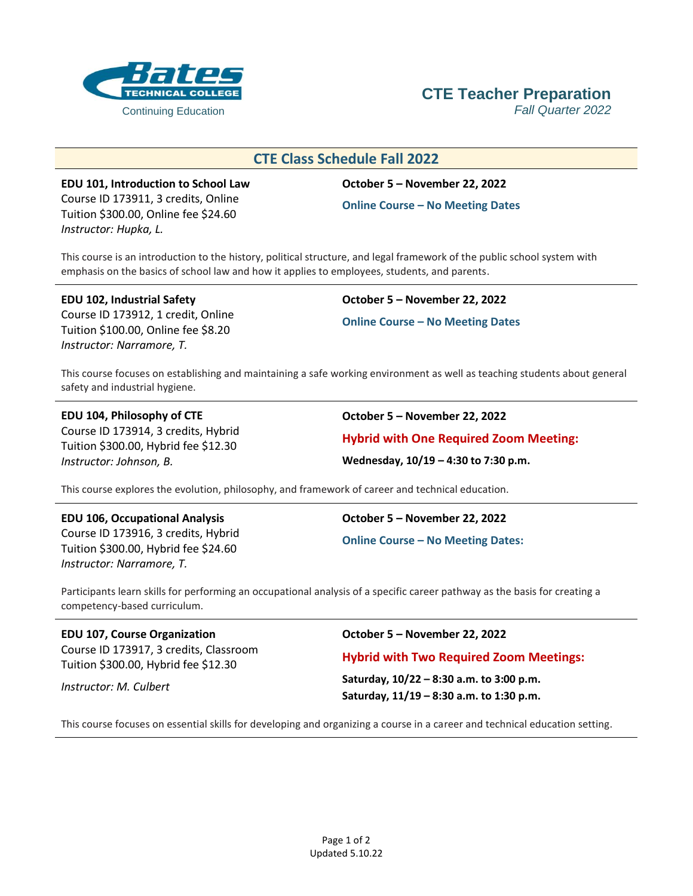Bates Technical College

Continuing Education

# CTE Teacher Preparation

*Fall Quarter 2022*

## CTE Class Schedule Fall 2022

**EDU 101, Introduction to School Law**
Course ID 173911, 3 credits, Online
Tuition $300.00, Online fee $24.60
*Instructor: Hupka, L.*

**October 5 – November 22, 2022**

**Online Course – No Meeting Dates**

This course is an introduction to the history, political structure, and legal framework of the public school system with emphasis on the basics of school law and how it applies to employees, students, and parents.

---

**EDU 102, Industrial Safety**
Course ID 173912, 1 credit, Online
Tuition $100.00, Online fee $8.20
*Instructor: Narramore, T.*

**October 5 – November 22, 2022**

**Online Course – No Meeting Dates**

This course focuses on establishing and maintaining a safe working environment as well as teaching students about general safety and industrial hygiene.

---

**EDU 104, Philosophy of CTE**
Course ID 173914, 3 credits, Hybrid
Tuition $300.00, Hybrid fee $12.30
*Instructor: Johnson, B.*

**October 5 – November 22, 2022**

**Hybrid with One Required Zoom Meeting:**

**Wednesday, 10/19 – 4:30 to 7:30 p.m.**

This course explores the evolution, philosophy, and framework of career and technical education.

---

**EDU 106, Occupational Analysis**
Course ID 173916, 3 credits, Hybrid
Tuition $300.00, Hybrid fee $24.60
*Instructor: Narramore, T.*

**October 5 – November 22, 2022**

**Online Course – No Meeting Dates:**

Participants learn skills for performing an occupational analysis of a specific career pathway as the basis for creating a competency-based curriculum.

---

**EDU 107, Course Organization**
Course ID 173917, 3 credits, Classroom
Tuition $300.00, Hybrid fee $12.30

*Instructor: M. Culbert*

**October 5 – November 22, 2022**

**Hybrid with Two Required Zoom Meetings:**

**Saturday, 10/22 – 8:30 a.m. to 3:00 p.m.**
**Saturday, 11/19 – 8:30 a.m. to 1:30 p.m.**

This course focuses on essential skills for developing and organizing a course in a career and technical education setting.

---

Updated 5.10.22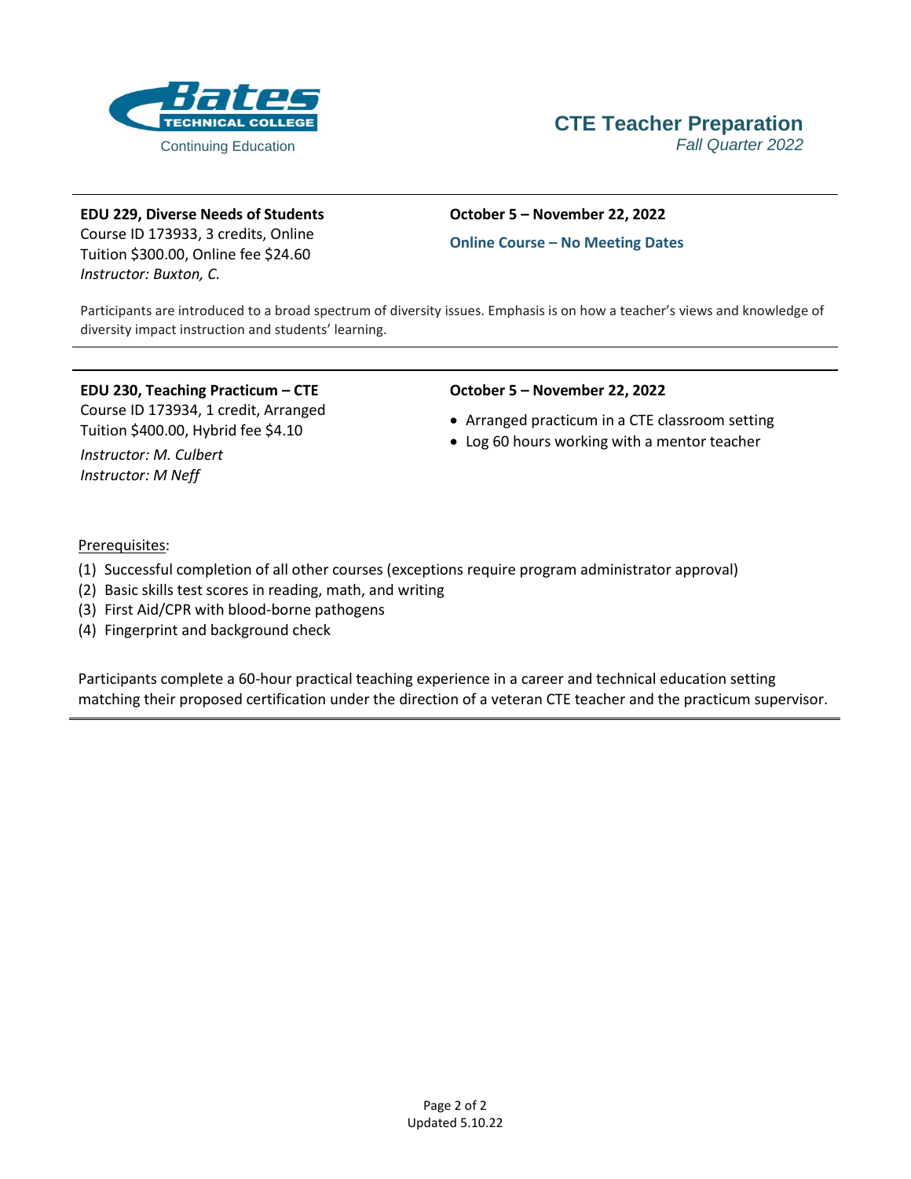Bates Technical College

Continuing Education

# CTE Teacher Preparation

*Fall Quarter 2022*

---

**EDU 229, Diverse Needs of Students**
Course ID 173933, 3 credits, Online
Tuition $300.00, Online fee $24.60
*Instructor: Buxton, C.*

**October 5 – November 22, 2022**

**Online Course – No Meeting Dates**

Participants are introduced to a broad spectrum of diversity issues. Emphasis is on how a teacher's views and knowledge of diversity impact instruction and students' learning.

---

**EDU 230, Teaching Practicum – CTE**
Course ID 173934, 1 credit, Arranged
Tuition $400.00, Hybrid fee $4.10
*Instructor: M. Culbert*
*Instructor: M Neff*

**October 5 – November 22, 2022**

- Arranged practicum in a CTE classroom setting
- Log 60 hours working with a mentor teacher

Prerequisites:

(1) Successful completion of all other courses (exceptions require program administrator approval)
(2) Basic skills test scores in reading, math, and writing
(3) First Aid/CPR with blood-borne pathogens
(4) Fingerprint and background check

Participants complete a 60-hour practical teaching experience in a career and technical education setting matching their proposed certification under the direction of a veteran CTE teacher and the practicum supervisor.

Updated 5.10.22